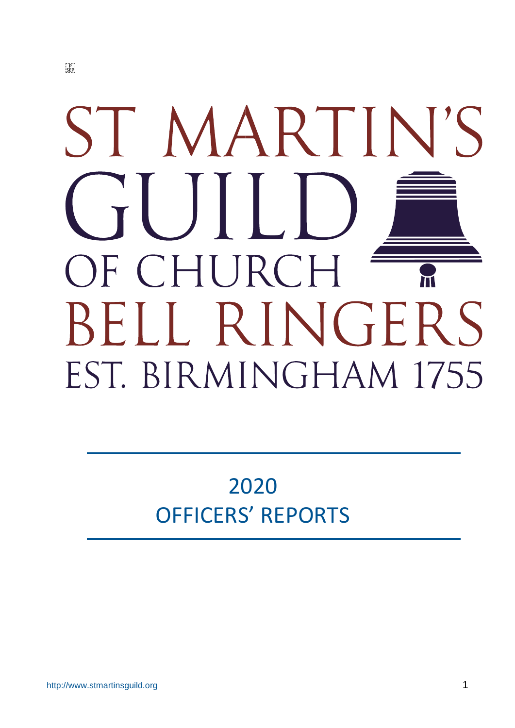# ST MARTIN'S GUILD OF CHURCH BELL RINGERS

EST. BIRMINGHAM 1755

## 2020
## OFFICERS' REPORTS

http://www.stmartinsguild.org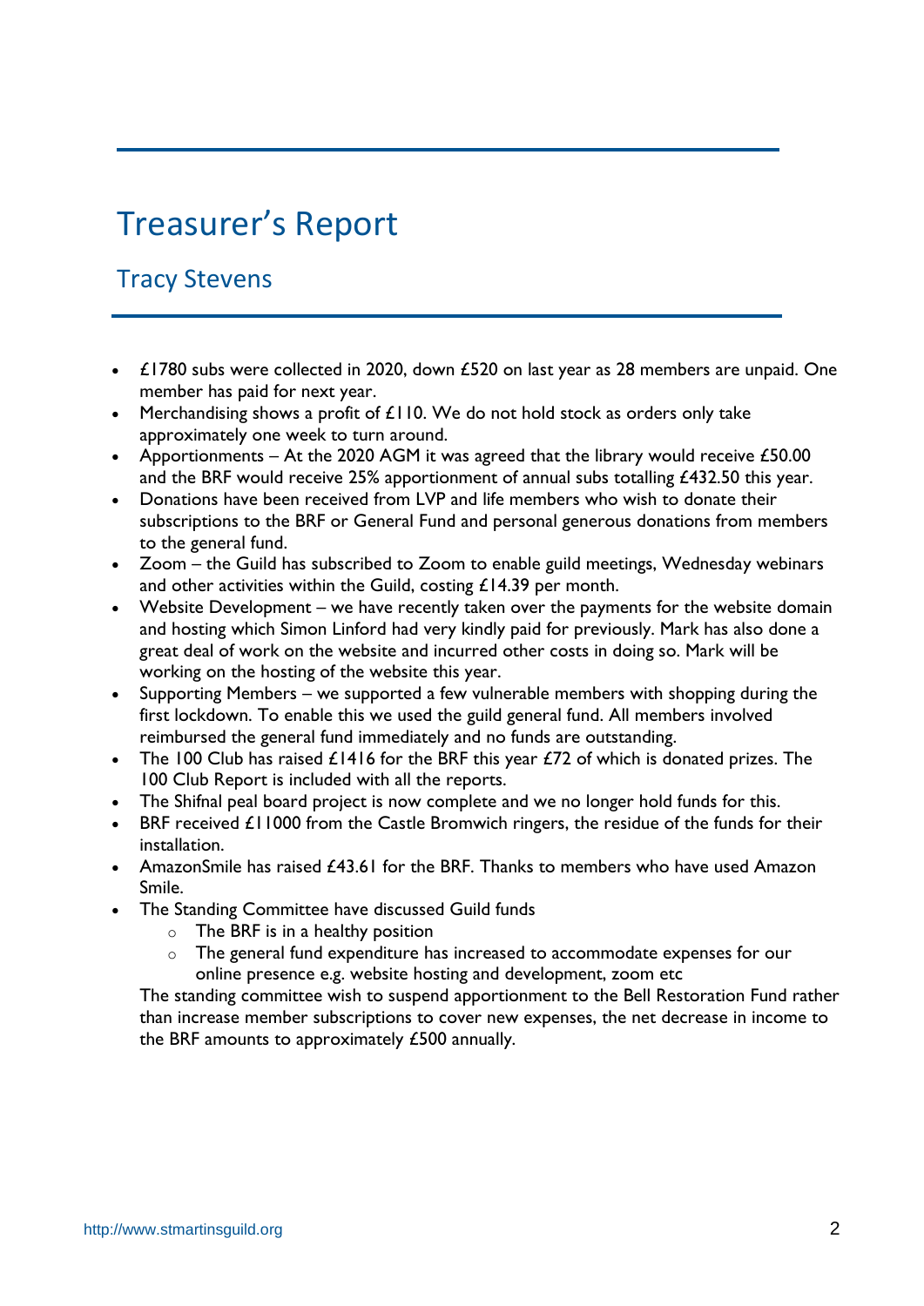# Treasurer's Report

## Tracy Stevens

- £1780 subs were collected in 2020, down £520 on last year as 28 members are unpaid. One member has paid for next year.
- Merchandising shows a profit of £110. We do not hold stock as orders only take approximately one week to turn around.
- Apportionments – At the 2020 AGM it was agreed that the library would receive £50.00 and the BRF would receive 25% apportionment of annual subs totalling £432.50 this year.
- Donations have been received from LVP and life members who wish to donate their subscriptions to the BRF or General Fund and personal generous donations from members to the general fund.
- Zoom – the Guild has subscribed to Zoom to enable guild meetings, Wednesday webinars and other activities within the Guild, costing £14.39 per month.
- Website Development – we have recently taken over the payments for the website domain and hosting which Simon Linford had very kindly paid for previously. Mark has also done a great deal of work on the website and incurred other costs in doing so. Mark will be working on the hosting of the website this year.
- Supporting Members – we supported a few vulnerable members with shopping during the first lockdown. To enable this we used the guild general fund. All members involved reimbursed the general fund immediately and no funds are outstanding.
- The 100 Club has raised £1416 for the BRF this year £72 of which is donated prizes. The 100 Club Report is included with all the reports.
- The Shifnal peal board project is now complete and we no longer hold funds for this.
- BRF received £11000 from the Castle Bromwich ringers, the residue of the funds for their installation.
- AmazonSmile has raised £43.61 for the BRF. Thanks to members who have used Amazon Smile.
- The Standing Committee have discussed Guild funds
  - The BRF is in a healthy position
  - The general fund expenditure has increased to accommodate expenses for our online presence e.g. website hosting and development, zoom etc

  The standing committee wish to suspend apportionment to the Bell Restoration Fund rather than increase member subscriptions to cover new expenses, the net decrease in income to the BRF amounts to approximately £500 annually.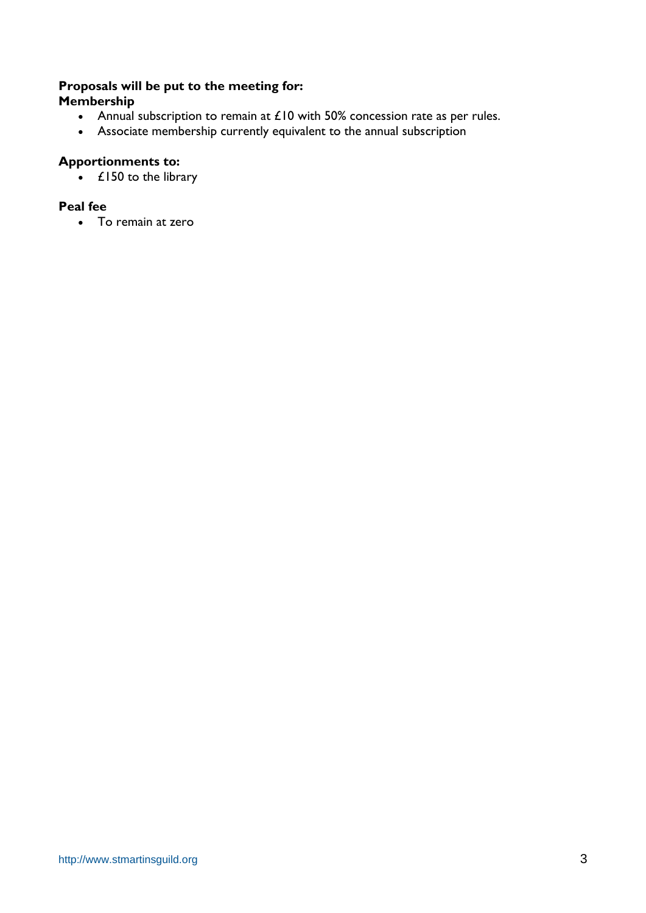**Proposals will be put to the meeting for:**
**Membership**

- Annual subscription to remain at £10 with 50% concession rate as per rules.
- Associate membership currently equivalent to the annual subscription

**Apportionments to:**

- £150 to the library

**Peal fee**

- To remain at zero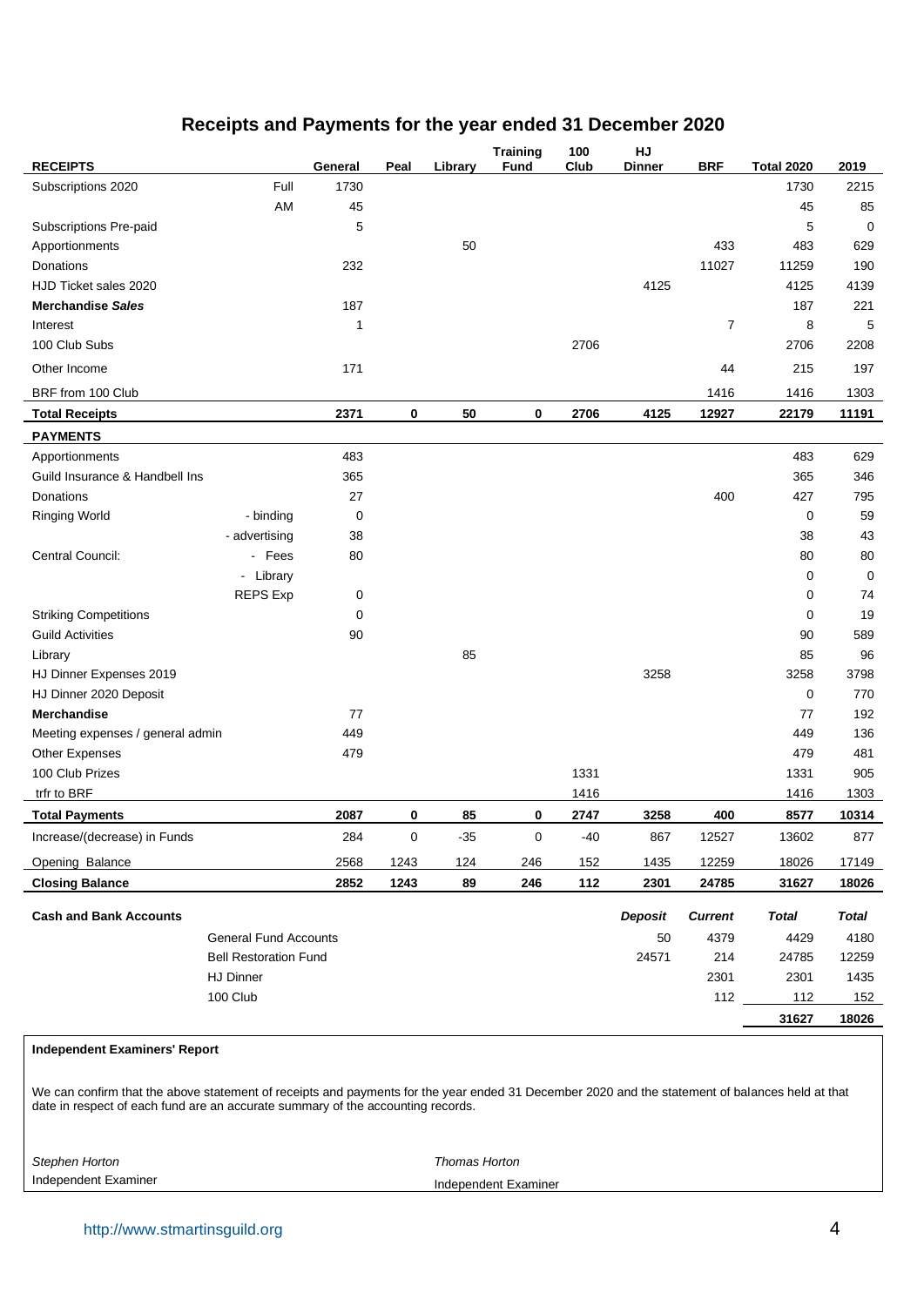# Receipts and Payments for the year ended 31 December 2020

| RECEIPTS | | General | Peal | Library | Training Fund | 100 Club | HJ Dinner | BRF | Total 2020 | 2019 |
|---|---|---|---|---|---|---|---|---|---|---|
| Subscriptions 2020 | Full | 1730 | | | | | | | 1730 | 2215 |
| | AM | 45 | | | | | | | 45 | 85 |
| Subscriptions Pre-paid | | 5 | | | | | | | 5 | 0 |
| Apportionments | | | | 50 | | | | 433 | 483 | 629 |
| Donations | | 232 | | | | | | 11027 | 11259 | 190 |
| HJD Ticket sales 2020 | | | | | | | 4125 | | 4125 | 4139 |
| **Merchandise *Sales*** | | 187 | | | | | | | 187 | 221 |
| Interest | | 1 | | | | | | 7 | 8 | 5 |
| 100 Club Subs | | | | | | 2706 | | | 2706 | 2208 |
| Other Income | | 171 | | | | | | 44 | 215 | 197 |
| BRF from 100 Club | | | | | | | | 1416 | 1416 | 1303 |
| **Total Receipts** | | **2371** | **0** | **50** | **0** | **2706** | **4125** | **12927** | **22179** | **11191** |
| **PAYMENTS** | | | | | | | | | | |
| Apportionments | | 483 | | | | | | | 483 | 629 |
| Guild Insurance & Handbell Ins | | 365 | | | | | | | 365 | 346 |
| Donations | | 27 | | | | | | 400 | 427 | 795 |
| Ringing World | - binding | 0 | | | | | | | 0 | 59 |
| | - advertising | 38 | | | | | | | 38 | 43 |
| Central Council: | - Fees | 80 | | | | | | | 80 | 80 |
| | - Library | | | | | | | | 0 | 0 |
| | REPS Exp | 0 | | | | | | | 0 | 74 |
| Striking Competitions | | 0 | | | | | | | 0 | 19 |
| Guild Activities | | 90 | | | | | | | 90 | 589 |
| Library | | | | 85 | | | | | 85 | 96 |
| HJ Dinner Expenses 2019 | | | | | | | 3258 | | 3258 | 3798 |
| HJ Dinner 2020 Deposit | | | | | | | | | 0 | 770 |
| **Merchandise** | | 77 | | | | | | | 77 | 192 |
| Meeting expenses / general admin | | 449 | | | | | | | 449 | 136 |
| Other Expenses | | 479 | | | | | | | 479 | 481 |
| 100 Club Prizes | | | | | | 1331 | | | 1331 | 905 |
| trfr to BRF | | | | | | 1416 | | | 1416 | 1303 |
| **Total Payments** | | **2087** | **0** | **85** | **0** | **2747** | **3258** | **400** | **8577** | **10314** |
| Increase/(decrease) in Funds | | 284 | 0 | -35 | 0 | -40 | 867 | 12527 | 13602 | 877 |
| Opening Balance | | 2568 | 1243 | 124 | 246 | 152 | 1435 | 12259 | 18026 | 17149 |
| **Closing Balance** | | **2852** | **1243** | **89** | **246** | **112** | **2301** | **24785** | **31627** | **18026** |

| **Cash and Bank Accounts** | ***Deposit*** | ***Current*** | ***Total*** | ***Total*** |
|---|---|---|---|---|
| General Fund Accounts | 50 | 4379 | 4429 | 4180 |
| Bell Restoration Fund | 24571 | 214 | 24785 | 12259 |
| HJ Dinner | | 2301 | 2301 | 1435 |
| 100 Club | | 112 | 112 | 152 |
| | | | **31627** | **18026** |

**Independent Examiners' Report**

We can confirm that the above statement of receipts and payments for the year ended 31 December 2020 and the statement of balances held at that date in respect of each fund are an accurate summary of the accounting records.

*Stephen Horton*
Independent Examiner

*Thomas Horton*
Independent Examiner

http://www.stmartinsguild.org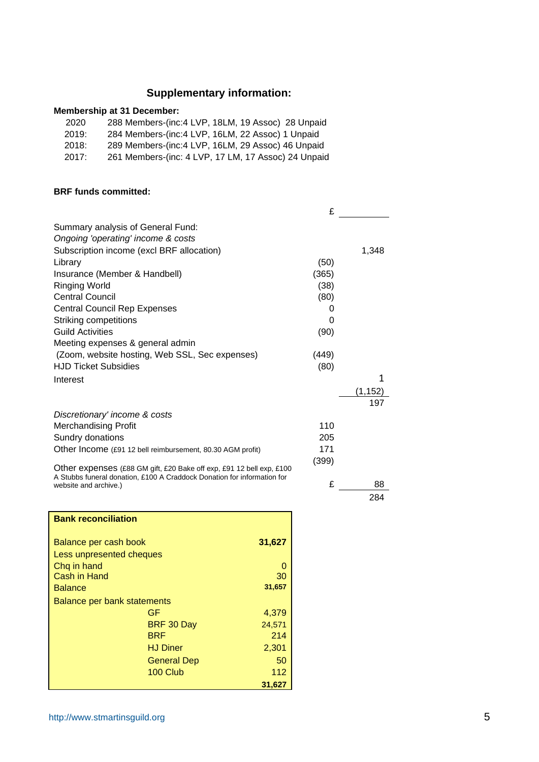## Supplementary information:

**Membership at 31 December:**

| | |
|---|---|
| 2020 | 288 Members-(inc:4 LVP, 18LM, 19 Assoc) 28 Unpaid |
| 2019: | 284 Members-(inc:4 LVP, 16LM, 22 Assoc) 1 Unpaid |
| 2018: | 289 Members-(inc:4 LVP, 16LM, 29 Assoc) 46 Unpaid |
| 2017: | 261 Members-(inc: 4 LVP, 17 LM, 17 Assoc) 24 Unpaid |

**BRF funds committed:**

| | £ | |
|---|---|---|
| Summary analysis of General Fund: | | |
| *Ongoing 'operating' income & costs* | | |
| Subscription income (excl BRF allocation) | | 1,348 |
| Library | (50) | |
| Insurance (Member & Handbell) | (365) | |
| Ringing World | (38) | |
| Central Council | (80) | |
| Central Council Rep Expenses | 0 | |
| Striking competitions | 0 | |
| Guild Activities | (90) | |
| Meeting expenses & general admin | | |
| (Zoom, website hosting, Web SSL, Sec expenses) | (449) | |
| HJD Ticket Subsidies | (80) | |
| Interest | | 1 |
| | | (1,152) |
| | | 197 |
| *Discretionary' income & costs* | | |
| Merchandising Profit | 110 | |
| Sundry donations | 205 | |
| Other Income (£91 12 bell reimbursement, 80.30 AGM profit) | 171 | |
| Other expenses (£88 GM gift, £20 Bake off exp, £91 12 bell exp, £100 A Stubbs funeral donation, £100 A Craddock Donation for information for website and archive.) | (399) | |
| | £ | 88 |
| | | 284 |

| **Bank reconciliation** | | |
|---|---|---|
| Balance per cash book | | **31,627** |
| Less unpresented cheques | | |
| Chq in hand | | 0 |
| Cash in Hand | | 30 |
| Balance | | **31,657** |
| Balance per bank statements | | |
| | GF | 4,379 |
| | BRF 30 Day | 24,571 |
| | BRF | 214 |
| | HJ Diner | 2,301 |
| | General Dep | 50 |
| | 100 Club | 112 |
| | | **31,627** |

http://www.stmartinsguild.org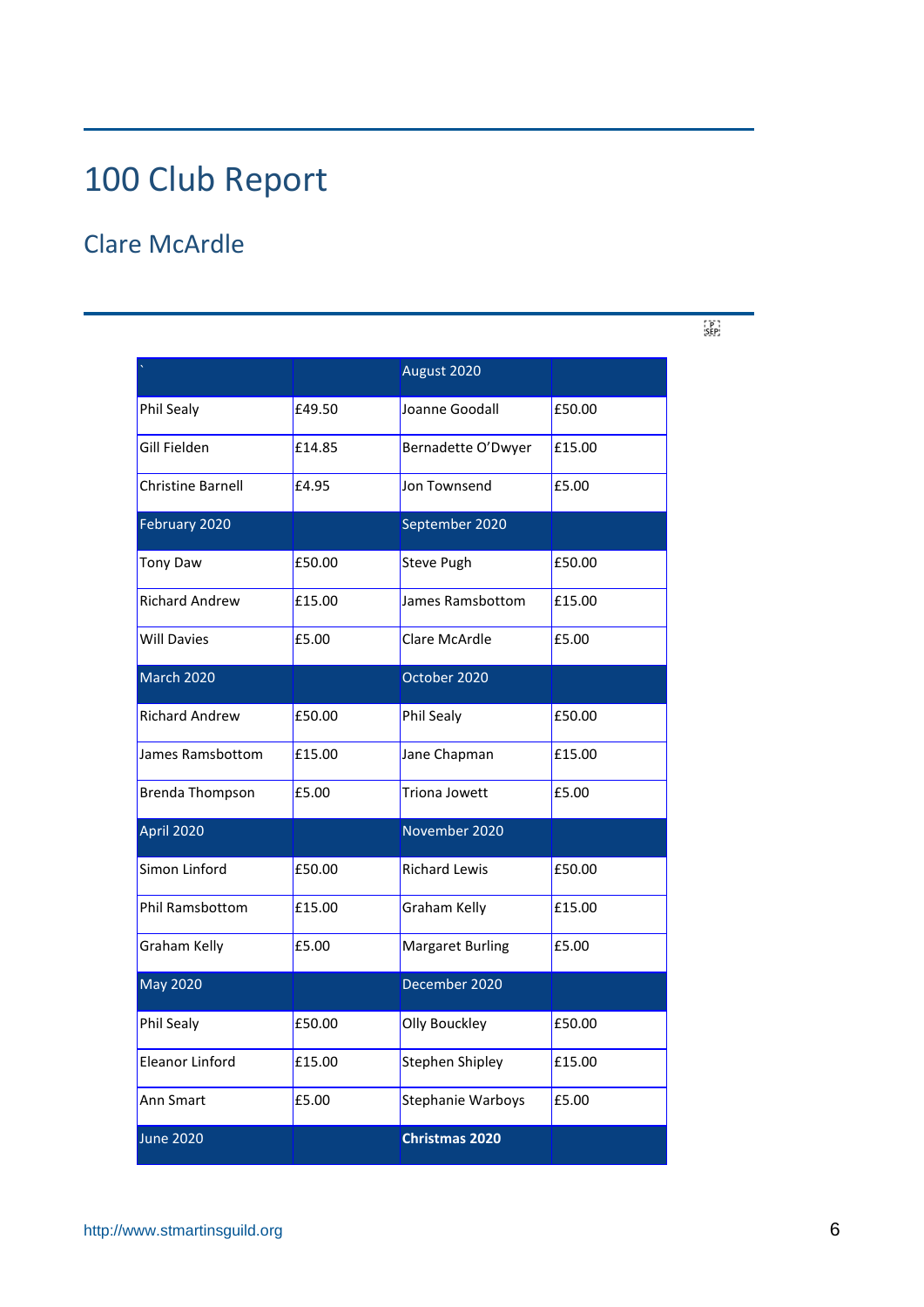# 100 Club Report

## Clare McArdle

| ` | | August 2020 | |
|---|---|---|---|
| Phil Sealy | £49.50 | Joanne Goodall | £50.00 |
| Gill Fielden | £14.85 | Bernadette O'Dwyer | £15.00 |
| Christine Barnell | £4.95 | Jon Townsend | £5.00 |
| February 2020 | | September 2020 | |
| Tony Daw | £50.00 | Steve Pugh | £50.00 |
| Richard Andrew | £15.00 | James Ramsbottom | £15.00 |
| Will Davies | £5.00 | Clare McArdle | £5.00 |
| March 2020 | | October 2020 | |
| Richard Andrew | £50.00 | Phil Sealy | £50.00 |
| James Ramsbottom | £15.00 | Jane Chapman | £15.00 |
| Brenda Thompson | £5.00 | Triona Jowett | £5.00 |
| April 2020 | | November 2020 | |
| Simon Linford | £50.00 | Richard Lewis | £50.00 |
| Phil Ramsbottom | £15.00 | Graham Kelly | £15.00 |
| Graham Kelly | £5.00 | Margaret Burling | £5.00 |
| May 2020 | | December 2020 | |
| Phil Sealy | £50.00 | Olly Bouckley | £50.00 |
| Eleanor Linford | £15.00 | Stephen Shipley | £15.00 |
| Ann Smart | £5.00 | Stephanie Warboys | £5.00 |
| June 2020 | | **Christmas 2020** | |

http://www.stmartinsguild.org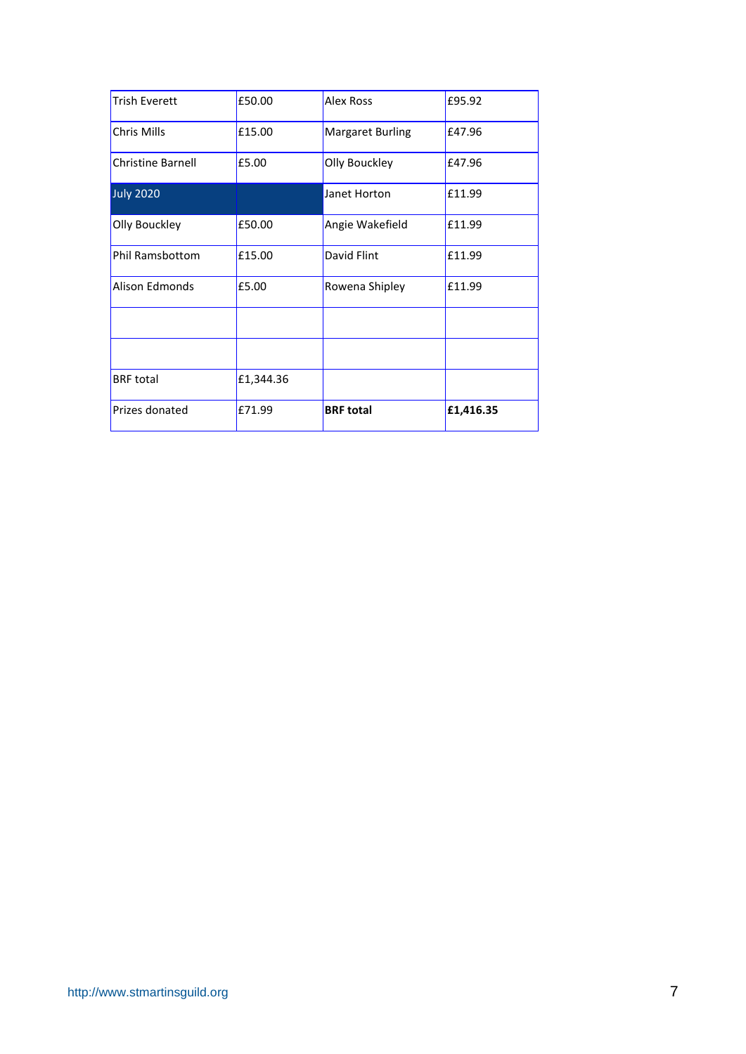| Trish Everett | £50.00 | Alex Ross | £95.92 |
|---|---|---|---|
| Chris Mills | £15.00 | Margaret Burling | £47.96 |
| Christine Barnell | £5.00 | Olly Bouckley | £47.96 |
| July 2020 | | Janet Horton | £11.99 |
| Olly Bouckley | £50.00 | Angie Wakefield | £11.99 |
| Phil Ramsbottom | £15.00 | David Flint | £11.99 |
| Alison Edmonds | £5.00 | Rowena Shipley | £11.99 |
| | | | |
| | | | |
| BRF total | £1,344.36 | | |
| Prizes donated | £71.99 | **BRF total** | **£1,416.35** |

http://www.stmartinsguild.org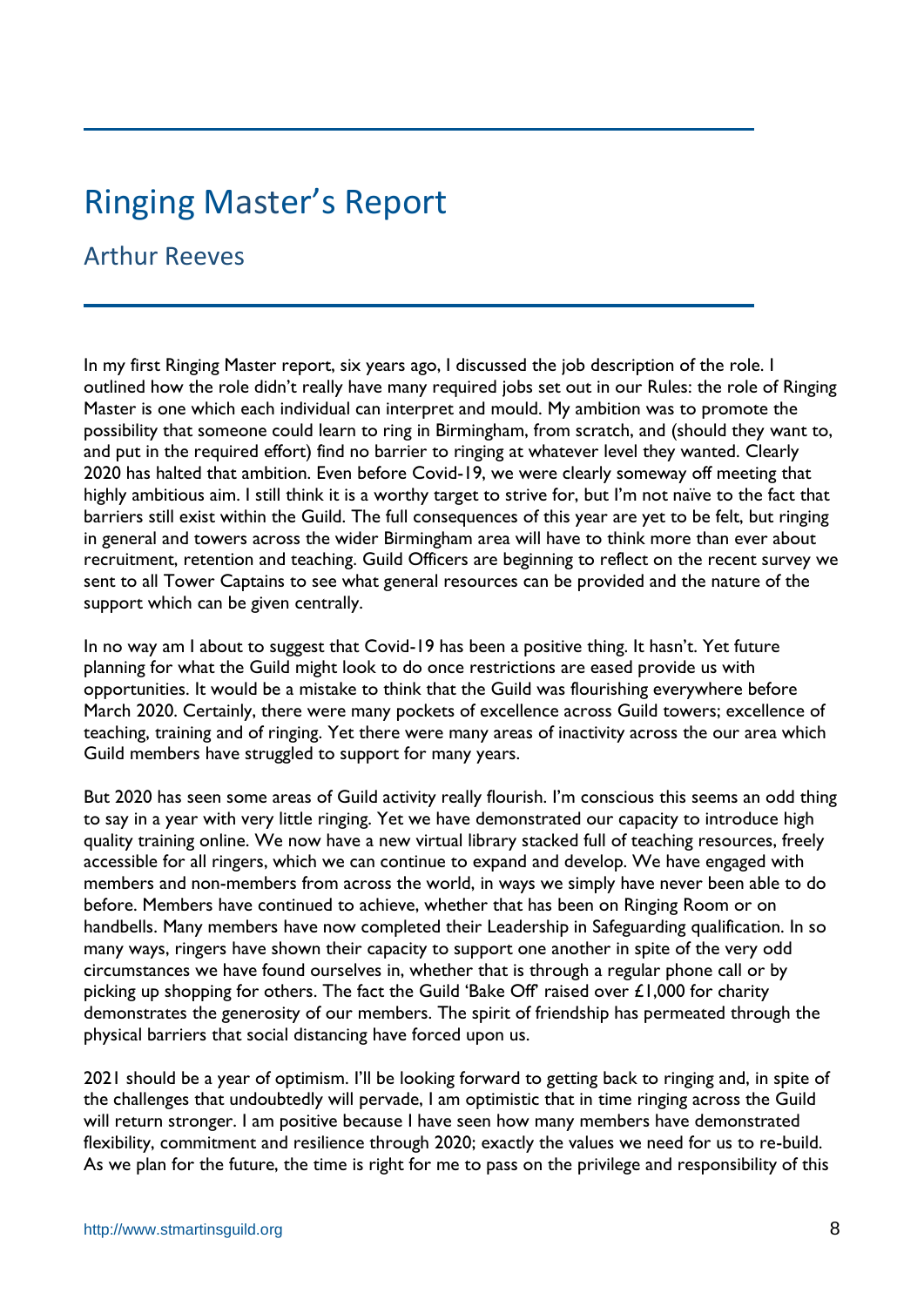# Ringing Master's Report

## Arthur Reeves

In my first Ringing Master report, six years ago, I discussed the job description of the role. I outlined how the role didn't really have many required jobs set out in our Rules: the role of Ringing Master is one which each individual can interpret and mould. My ambition was to promote the possibility that someone could learn to ring in Birmingham, from scratch, and (should they want to, and put in the required effort) find no barrier to ringing at whatever level they wanted. Clearly 2020 has halted that ambition. Even before Covid-19, we were clearly someway off meeting that highly ambitious aim. I still think it is a worthy target to strive for, but I'm not naïve to the fact that barriers still exist within the Guild. The full consequences of this year are yet to be felt, but ringing in general and towers across the wider Birmingham area will have to think more than ever about recruitment, retention and teaching. Guild Officers are beginning to reflect on the recent survey we sent to all Tower Captains to see what general resources can be provided and the nature of the support which can be given centrally.

In no way am I about to suggest that Covid-19 has been a positive thing. It hasn't. Yet future planning for what the Guild might look to do once restrictions are eased provide us with opportunities. It would be a mistake to think that the Guild was flourishing everywhere before March 2020. Certainly, there were many pockets of excellence across Guild towers; excellence of teaching, training and of ringing. Yet there were many areas of inactivity across the our area which Guild members have struggled to support for many years.

But 2020 has seen some areas of Guild activity really flourish. I'm conscious this seems an odd thing to say in a year with very little ringing. Yet we have demonstrated our capacity to introduce high quality training online. We now have a new virtual library stacked full of teaching resources, freely accessible for all ringers, which we can continue to expand and develop. We have engaged with members and non-members from across the world, in ways we simply have never been able to do before. Members have continued to achieve, whether that has been on Ringing Room or on handbells. Many members have now completed their Leadership in Safeguarding qualification. In so many ways, ringers have shown their capacity to support one another in spite of the very odd circumstances we have found ourselves in, whether that is through a regular phone call or by picking up shopping for others. The fact the Guild 'Bake Off' raised over £1,000 for charity demonstrates the generosity of our members. The spirit of friendship has permeated through the physical barriers that social distancing have forced upon us.

2021 should be a year of optimism. I'll be looking forward to getting back to ringing and, in spite of the challenges that undoubtedly will pervade, I am optimistic that in time ringing across the Guild will return stronger. I am positive because I have seen how many members have demonstrated flexibility, commitment and resilience through 2020; exactly the values we need for us to re-build. As we plan for the future, the time is right for me to pass on the privilege and responsibility of this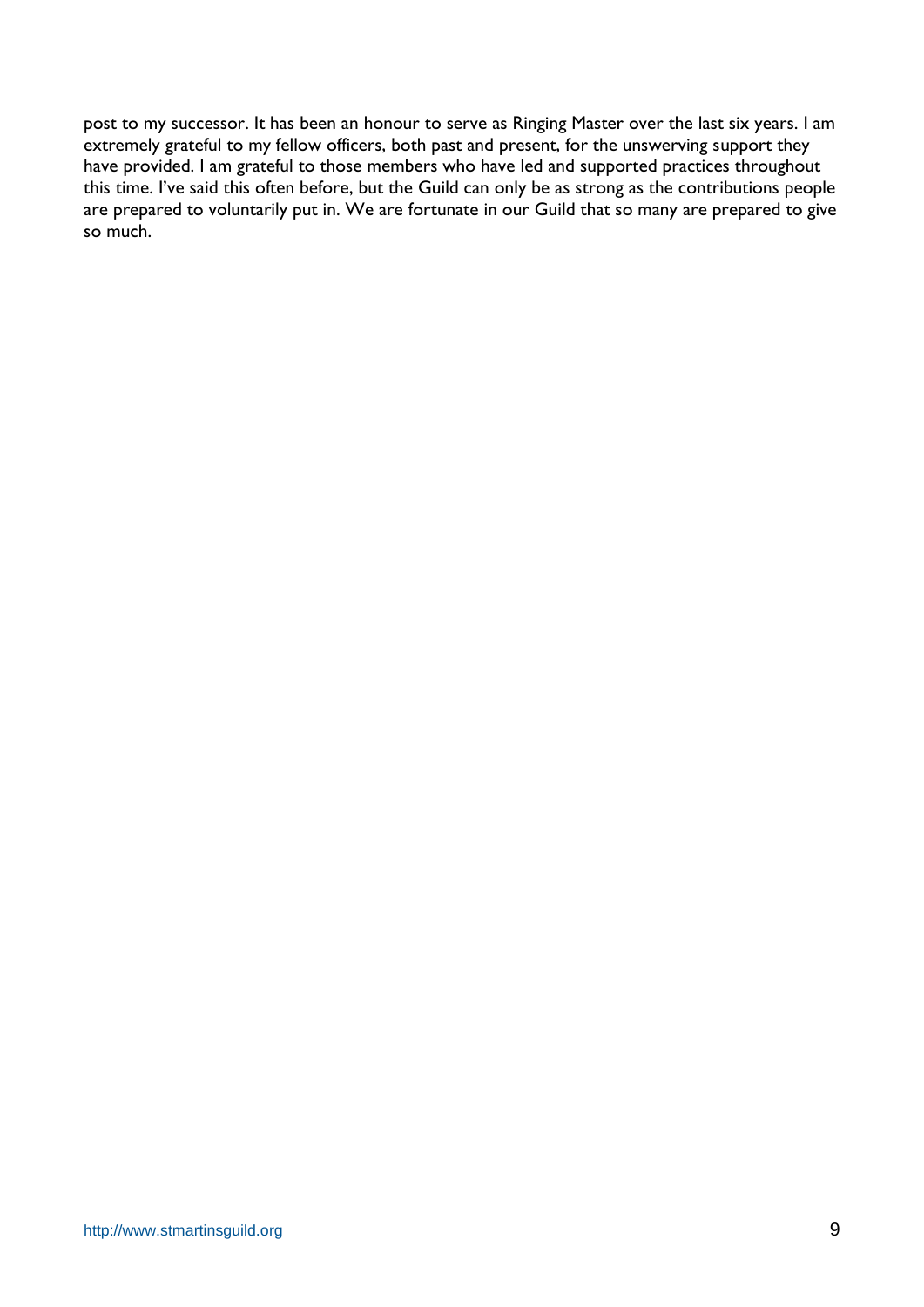post to my successor. It has been an honour to serve as Ringing Master over the last six years. I am extremely grateful to my fellow officers, both past and present, for the unswerving support they have provided. I am grateful to those members who have led and supported practices throughout this time. I've said this often before, but the Guild can only be as strong as the contributions people are prepared to voluntarily put in. We are fortunate in our Guild that so many are prepared to give so much.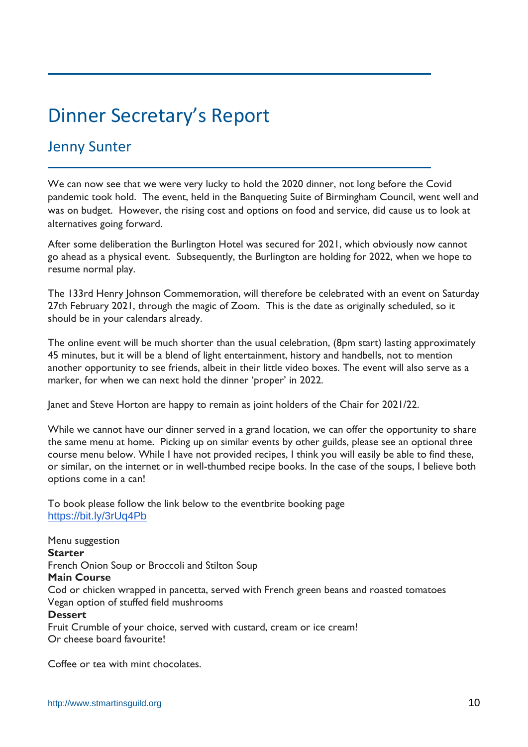# Dinner Secretary's Report

## Jenny Sunter

We can now see that we were very lucky to hold the 2020 dinner, not long before the Covid pandemic took hold. The event, held in the Banqueting Suite of Birmingham Council, went well and was on budget. However, the rising cost and options on food and service, did cause us to look at alternatives going forward.

After some deliberation the Burlington Hotel was secured for 2021, which obviously now cannot go ahead as a physical event. Subsequently, the Burlington are holding for 2022, when we hope to resume normal play.

The 133rd Henry Johnson Commemoration, will therefore be celebrated with an event on Saturday 27th February 2021, through the magic of Zoom. This is the date as originally scheduled, so it should be in your calendars already.

The online event will be much shorter than the usual celebration, (8pm start) lasting approximately 45 minutes, but it will be a blend of light entertainment, history and handbells, not to mention another opportunity to see friends, albeit in their little video boxes. The event will also serve as a marker, for when we can next hold the dinner 'proper' in 2022.

Janet and Steve Horton are happy to remain as joint holders of the Chair for 2021/22.

While we cannot have our dinner served in a grand location, we can offer the opportunity to share the same menu at home. Picking up on similar events by other guilds, please see an optional three course menu below. While I have not provided recipes, I think you will easily be able to find these, or similar, on the internet or in well-thumbed recipe books. In the case of the soups, I believe both options come in a can!

To book please follow the link below to the eventbrite booking page
https://bit.ly/3rUq4Pb

Menu suggestion
**Starter**
French Onion Soup or Broccoli and Stilton Soup
**Main Course**
Cod or chicken wrapped in pancetta, served with French green beans and roasted tomatoes
Vegan option of stuffed field mushrooms
**Dessert**
Fruit Crumble of your choice, served with custard, cream or ice cream!
Or cheese board favourite!

Coffee or tea with mint chocolates.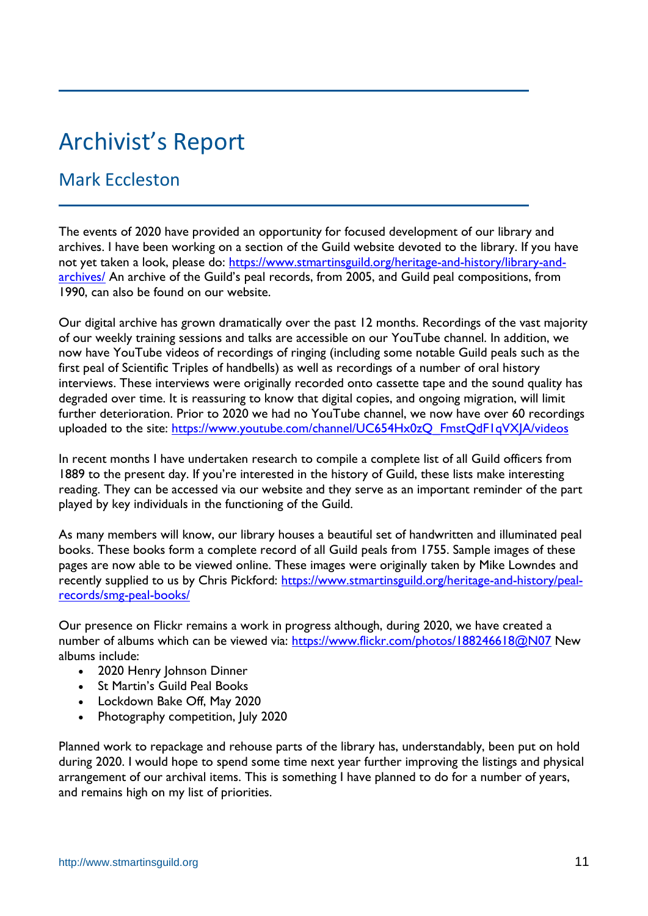# Archivist's Report

## Mark Eccleston

The events of 2020 have provided an opportunity for focused development of our library and archives. I have been working on a section of the Guild website devoted to the library. If you have not yet taken a look, please do: https://www.stmartinsguild.org/heritage-and-history/library-and-archives/ An archive of the Guild's peal records, from 2005, and Guild peal compositions, from 1990, can also be found on our website.

Our digital archive has grown dramatically over the past 12 months. Recordings of the vast majority of our weekly training sessions and talks are accessible on our YouTube channel. In addition, we now have YouTube videos of recordings of ringing (including some notable Guild peals such as the first peal of Scientific Triples of handbells) as well as recordings of a number of oral history interviews. These interviews were originally recorded onto cassette tape and the sound quality has degraded over time. It is reassuring to know that digital copies, and ongoing migration, will limit further deterioration. Prior to 2020 we had no YouTube channel, we now have over 60 recordings uploaded to the site: https://www.youtube.com/channel/UC654Hx0zQ_FmstQdF1qVXJA/videos

In recent months I have undertaken research to compile a complete list of all Guild officers from 1889 to the present day. If you're interested in the history of Guild, these lists make interesting reading. They can be accessed via our website and they serve as an important reminder of the part played by key individuals in the functioning of the Guild.

As many members will know, our library houses a beautiful set of handwritten and illuminated peal books. These books form a complete record of all Guild peals from 1755. Sample images of these pages are now able to be viewed online. These images were originally taken by Mike Lowndes and recently supplied to us by Chris Pickford: https://www.stmartinsguild.org/heritage-and-history/peal-records/smg-peal-books/

Our presence on Flickr remains a work in progress although, during 2020, we have created a number of albums which can be viewed via: https://www.flickr.com/photos/188246618@N07 New albums include:

- 2020 Henry Johnson Dinner
- St Martin's Guild Peal Books
- Lockdown Bake Off, May 2020
- Photography competition, July 2020

Planned work to repackage and rehouse parts of the library has, understandably, been put on hold during 2020. I would hope to spend some time next year further improving the listings and physical arrangement of our archival items. This is something I have planned to do for a number of years, and remains high on my list of priorities.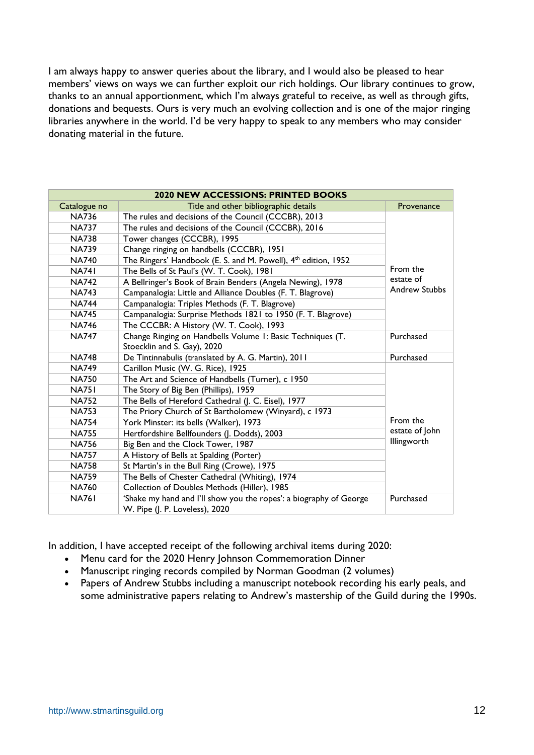I am always happy to answer queries about the library, and I would also be pleased to hear members' views on ways we can further exploit our rich holdings. Our library continues to grow, thanks to an annual apportionment, which I'm always grateful to receive, as well as through gifts, donations and bequests. Ours is very much an evolving collection and is one of the major ringing libraries anywhere in the world. I'd be very happy to speak to any members who may consider donating material in the future.

| **2020 NEW ACCESSIONS: PRINTED BOOKS** | | |
|---|---|---|
| Catalogue no | Title and other bibliographic details | Provenance |
| NA736 | The rules and decisions of the Council (CCCBR), 2013 | From the estate of Andrew Stubbs |
| NA737 | The rules and decisions of the Council (CCCBR), 2016 | |
| NA738 | Tower changes (CCCBR), 1995 | |
| NA739 | Change ringing on handbells (CCCBR), 1951 | |
| NA740 | The Ringers' Handbook (E. S. and M. Powell), 4th edition, 1952 | |
| NA741 | The Bells of St Paul's (W. T. Cook), 1981 | |
| NA742 | A Bellringer's Book of Brain Benders (Angela Newing), 1978 | |
| NA743 | Campanalogia: Little and Alliance Doubles (F. T. Blagrove) | |
| NA744 | Campanalogia: Triples Methods (F. T. Blagrove) | |
| NA745 | Campanalogia: Surprise Methods 1821 to 1950 (F. T. Blagrove) | |
| NA746 | The CCCBR: A History (W. T. Cook), 1993 | |
| NA747 | Change Ringing on Handbells Volume 1: Basic Techniques (T. Stoecklin and S. Gay), 2020 | Purchased |
| NA748 | De Tintinnabulis (translated by A. G. Martin), 2011 | Purchased |
| NA749 | Carillon Music (W. G. Rice), 1925 | From the estate of John Illingworth |
| NA750 | The Art and Science of Handbells (Turner), c 1950 | |
| NA751 | The Story of Big Ben (Phillips), 1959 | |
| NA752 | The Bells of Hereford Cathedral (J. C. Eisel), 1977 | |
| NA753 | The Priory Church of St Bartholomew (Winyard), c 1973 | |
| NA754 | York Minster: its bells (Walker), 1973 | |
| NA755 | Hertfordshire Bellfounders (J. Dodds), 2003 | |
| NA756 | Big Ben and the Clock Tower, 1987 | |
| NA757 | A History of Bells at Spalding (Porter) | |
| NA758 | St Martin's in the Bull Ring (Crowe), 1975 | |
| NA759 | The Bells of Chester Cathedral (Whiting), 1974 | |
| NA760 | Collection of Doubles Methods (Hiller), 1985 | |
| NA761 | 'Shake my hand and I'll show you the ropes': a biography of George W. Pipe (J. P. Loveless), 2020 | Purchased |

In addition, I have accepted receipt of the following archival items during 2020:

- Menu card for the 2020 Henry Johnson Commemoration Dinner
- Manuscript ringing records compiled by Norman Goodman (2 volumes)
- Papers of Andrew Stubbs including a manuscript notebook recording his early peals, and some administrative papers relating to Andrew's mastership of the Guild during the 1990s.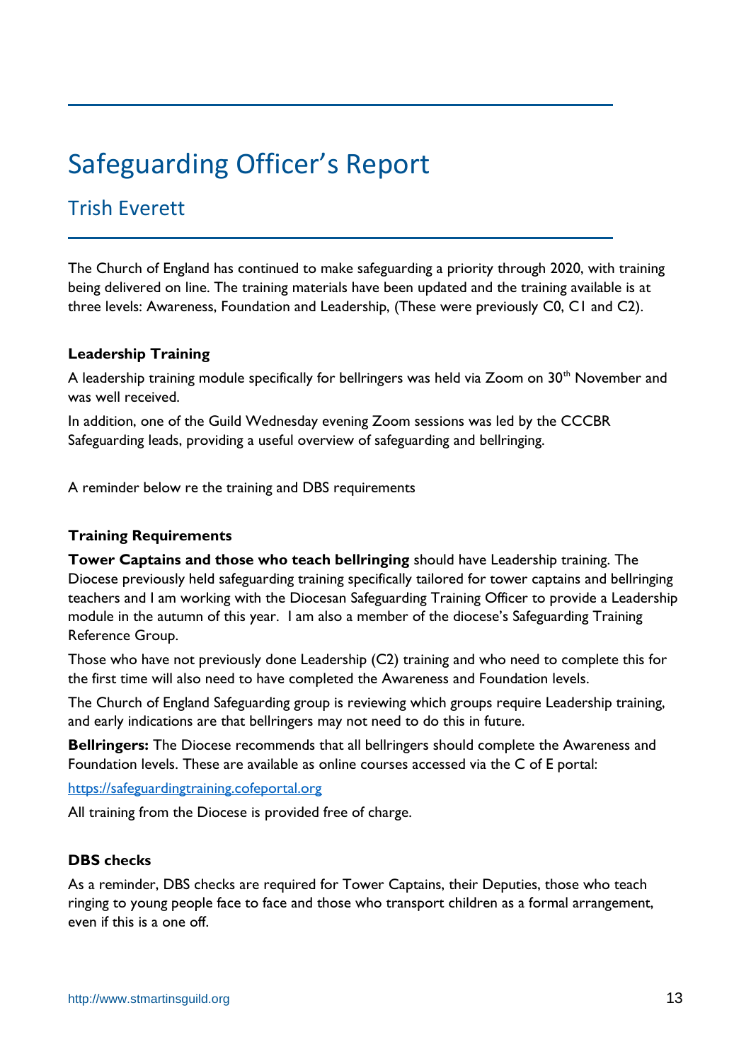# Safeguarding Officer's Report

## Trish Everett

The Church of England has continued to make safeguarding a priority through 2020, with training being delivered on line. The training materials have been updated and the training available is at three levels: Awareness, Foundation and Leadership, (These were previously C0, C1 and C2).

### Leadership Training

A leadership training module specifically for bellringers was held via Zoom on 30th November and was well received.

In addition, one of the Guild Wednesday evening Zoom sessions was led by the CCCBR Safeguarding leads, providing a useful overview of safeguarding and bellringing.

A reminder below re the training and DBS requirements

### Training Requirements

**Tower Captains and those who teach bellringing** should have Leadership training. The Diocese previously held safeguarding training specifically tailored for tower captains and bellringing teachers and I am working with the Diocesan Safeguarding Training Officer to provide a Leadership module in the autumn of this year. I am also a member of the diocese's Safeguarding Training Reference Group.

Those who have not previously done Leadership (C2) training and who need to complete this for the first time will also need to have completed the Awareness and Foundation levels.

The Church of England Safeguarding group is reviewing which groups require Leadership training, and early indications are that bellringers may not need to do this in future.

**Bellringers:** The Diocese recommends that all bellringers should complete the Awareness and Foundation levels. These are available as online courses accessed via the C of E portal:

https://safeguardingtraining.cofeportal.org

All training from the Diocese is provided free of charge.

### DBS checks

As a reminder, DBS checks are required for Tower Captains, their Deputies, those who teach ringing to young people face to face and those who transport children as a formal arrangement, even if this is a one off.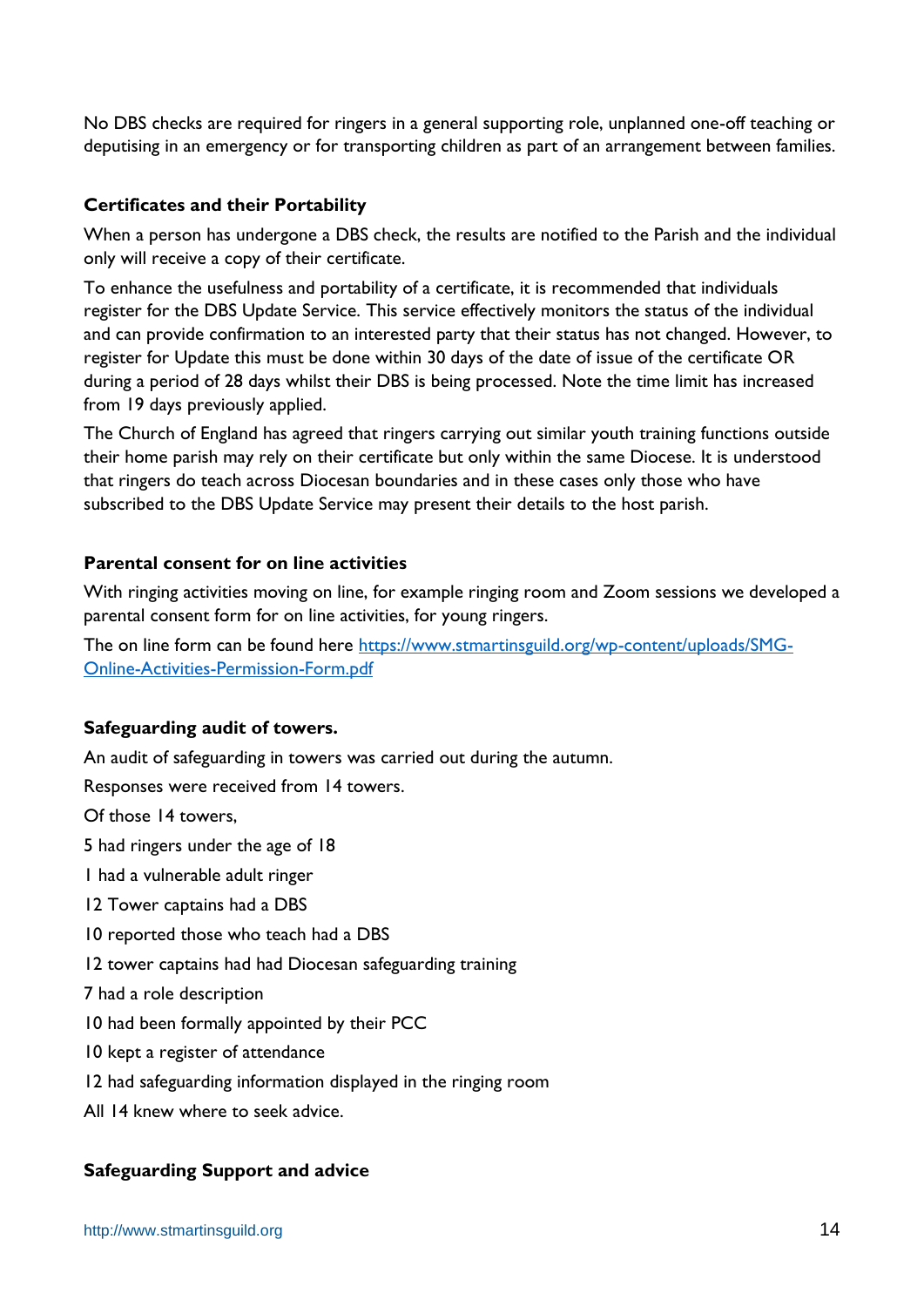No DBS checks are required for ringers in a general supporting role, unplanned one-off teaching or deputising in an emergency or for transporting children as part of an arrangement between families.

**Certificates and their Portability**

When a person has undergone a DBS check, the results are notified to the Parish and the individual only will receive a copy of their certificate.

To enhance the usefulness and portability of a certificate, it is recommended that individuals register for the DBS Update Service. This service effectively monitors the status of the individual and can provide confirmation to an interested party that their status has not changed. However, to register for Update this must be done within 30 days of the date of issue of the certificate OR during a period of 28 days whilst their DBS is being processed. Note the time limit has increased from 19 days previously applied.

The Church of England has agreed that ringers carrying out similar youth training functions outside their home parish may rely on their certificate but only within the same Diocese. It is understood that ringers do teach across Diocesan boundaries and in these cases only those who have subscribed to the DBS Update Service may present their details to the host parish.

**Parental consent for on line activities**

With ringing activities moving on line, for example ringing room and Zoom sessions we developed a parental consent form for on line activities, for young ringers.

The on line form can be found here [https://www.stmartinsguild.org/wp-content/uploads/SMG-Online-Activities-Permission-Form.pdf](https://www.stmartinsguild.org/wp-content/uploads/SMG-Online-Activities-Permission-Form.pdf)

**Safeguarding audit of towers.**

An audit of safeguarding in towers was carried out during the autumn.

Responses were received from 14 towers.

Of those 14 towers,

5 had ringers under the age of 18

1 had a vulnerable adult ringer

12 Tower captains had a DBS

10 reported those who teach had a DBS

12 tower captains had had Diocesan safeguarding training

7 had a role description

10 had been formally appointed by their PCC

10 kept a register of attendance

12 had safeguarding information displayed in the ringing room

All 14 knew where to seek advice.

**Safeguarding Support and advice**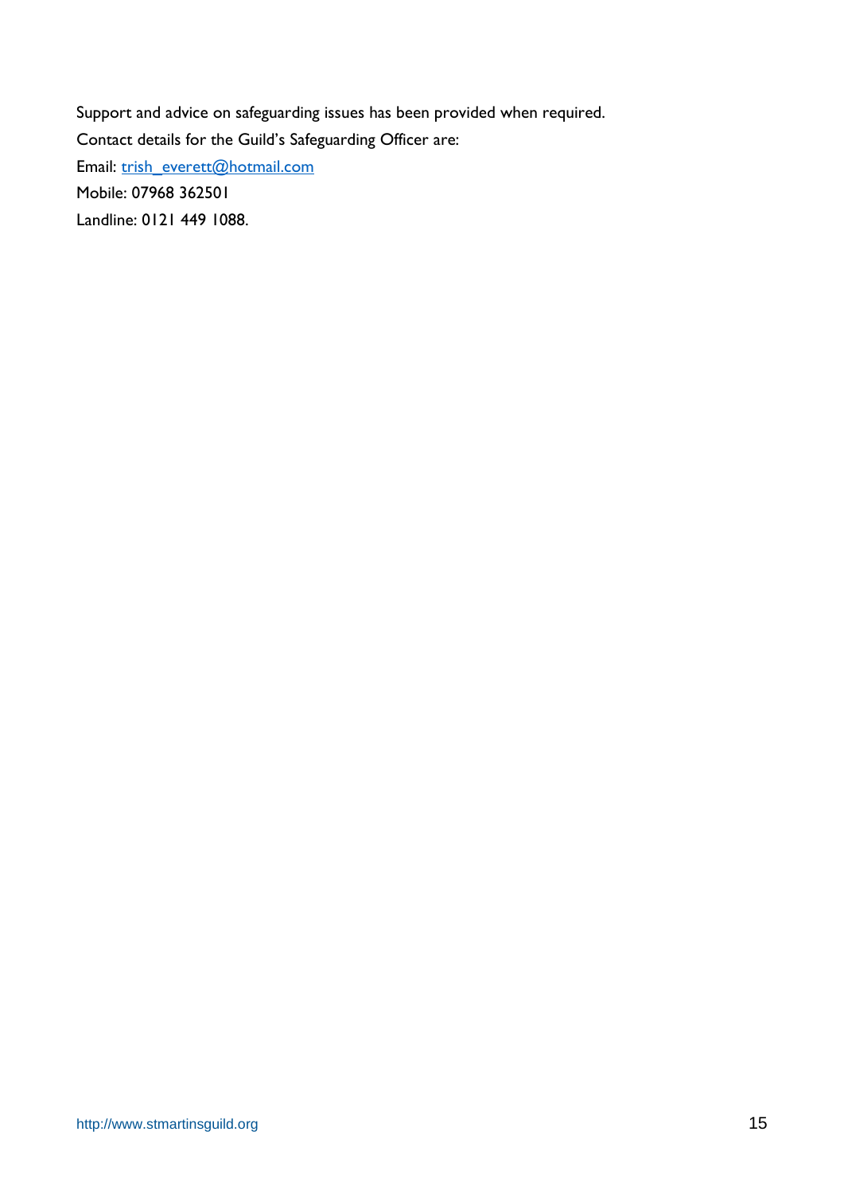Support and advice on safeguarding issues has been provided when required.

Contact details for the Guild's Safeguarding Officer are:

Email: trish_everett@hotmail.com

Mobile: 07968 362501

Landline: 0121 449 1088.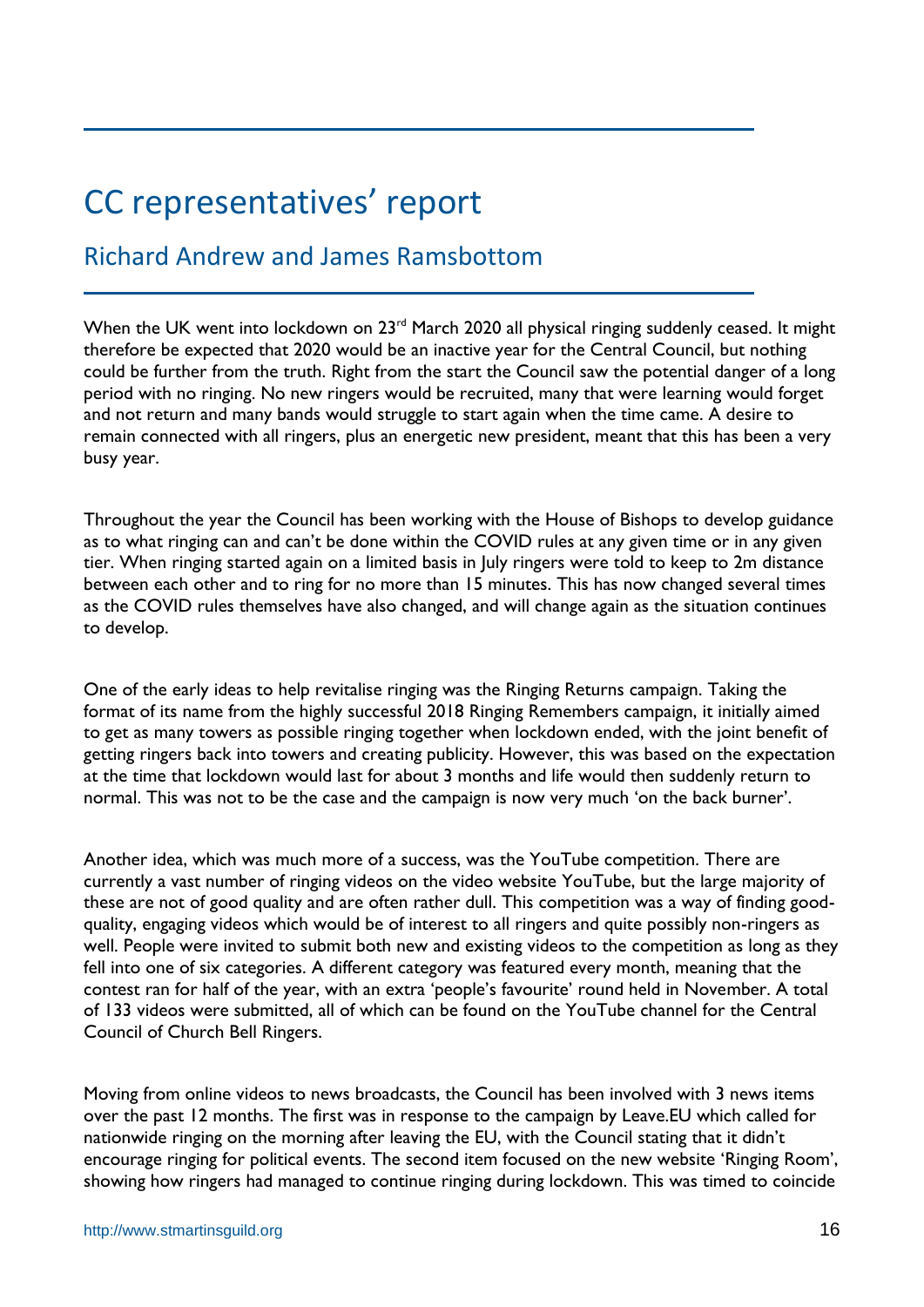# CC representatives' report

## Richard Andrew and James Ramsbottom

When the UK went into lockdown on 23rd March 2020 all physical ringing suddenly ceased. It might therefore be expected that 2020 would be an inactive year for the Central Council, but nothing could be further from the truth. Right from the start the Council saw the potential danger of a long period with no ringing. No new ringers would be recruited, many that were learning would forget and not return and many bands would struggle to start again when the time came. A desire to remain connected with all ringers, plus an energetic new president, meant that this has been a very busy year.

Throughout the year the Council has been working with the House of Bishops to develop guidance as to what ringing can and can't be done within the COVID rules at any given time or in any given tier. When ringing started again on a limited basis in July ringers were told to keep to 2m distance between each other and to ring for no more than 15 minutes. This has now changed several times as the COVID rules themselves have also changed, and will change again as the situation continues to develop.

One of the early ideas to help revitalise ringing was the Ringing Returns campaign. Taking the format of its name from the highly successful 2018 Ringing Remembers campaign, it initially aimed to get as many towers as possible ringing together when lockdown ended, with the joint benefit of getting ringers back into towers and creating publicity. However, this was based on the expectation at the time that lockdown would last for about 3 months and life would then suddenly return to normal. This was not to be the case and the campaign is now very much 'on the back burner'.

Another idea, which was much more of a success, was the YouTube competition. There are currently a vast number of ringing videos on the video website YouTube, but the large majority of these are not of good quality and are often rather dull. This competition was a way of finding good-quality, engaging videos which would be of interest to all ringers and quite possibly non-ringers as well. People were invited to submit both new and existing videos to the competition as long as they fell into one of six categories. A different category was featured every month, meaning that the contest ran for half of the year, with an extra 'people's favourite' round held in November. A total of 133 videos were submitted, all of which can be found on the YouTube channel for the Central Council of Church Bell Ringers.

Moving from online videos to news broadcasts, the Council has been involved with 3 news items over the past 12 months. The first was in response to the campaign by Leave.EU which called for nationwide ringing on the morning after leaving the EU, with the Council stating that it didn't encourage ringing for political events. The second item focused on the new website 'Ringing Room', showing how ringers had managed to continue ringing during lockdown. This was timed to coincide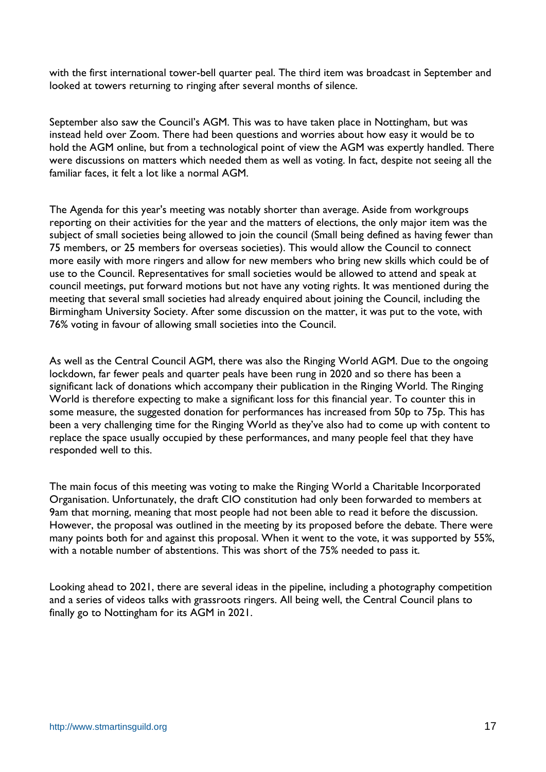with the first international tower-bell quarter peal. The third item was broadcast in September and looked at towers returning to ringing after several months of silence.

September also saw the Council's AGM. This was to have taken place in Nottingham, but was instead held over Zoom. There had been questions and worries about how easy it would be to hold the AGM online, but from a technological point of view the AGM was expertly handled. There were discussions on matters which needed them as well as voting. In fact, despite not seeing all the familiar faces, it felt a lot like a normal AGM.

The Agenda for this year's meeting was notably shorter than average. Aside from workgroups reporting on their activities for the year and the matters of elections, the only major item was the subject of small societies being allowed to join the council (Small being defined as having fewer than 75 members, or 25 members for overseas societies). This would allow the Council to connect more easily with more ringers and allow for new members who bring new skills which could be of use to the Council. Representatives for small societies would be allowed to attend and speak at council meetings, put forward motions but not have any voting rights. It was mentioned during the meeting that several small societies had already enquired about joining the Council, including the Birmingham University Society. After some discussion on the matter, it was put to the vote, with 76% voting in favour of allowing small societies into the Council.

As well as the Central Council AGM, there was also the Ringing World AGM. Due to the ongoing lockdown, far fewer peals and quarter peals have been rung in 2020 and so there has been a significant lack of donations which accompany their publication in the Ringing World. The Ringing World is therefore expecting to make a significant loss for this financial year. To counter this in some measure, the suggested donation for performances has increased from 50p to 75p. This has been a very challenging time for the Ringing World as they've also had to come up with content to replace the space usually occupied by these performances, and many people feel that they have responded well to this.

The main focus of this meeting was voting to make the Ringing World a Charitable Incorporated Organisation. Unfortunately, the draft CIO constitution had only been forwarded to members at 9am that morning, meaning that most people had not been able to read it before the discussion. However, the proposal was outlined in the meeting by its proposed before the debate. There were many points both for and against this proposal. When it went to the vote, it was supported by 55%, with a notable number of abstentions. This was short of the 75% needed to pass it.

Looking ahead to 2021, there are several ideas in the pipeline, including a photography competition and a series of videos talks with grassroots ringers. All being well, the Central Council plans to finally go to Nottingham for its AGM in 2021.